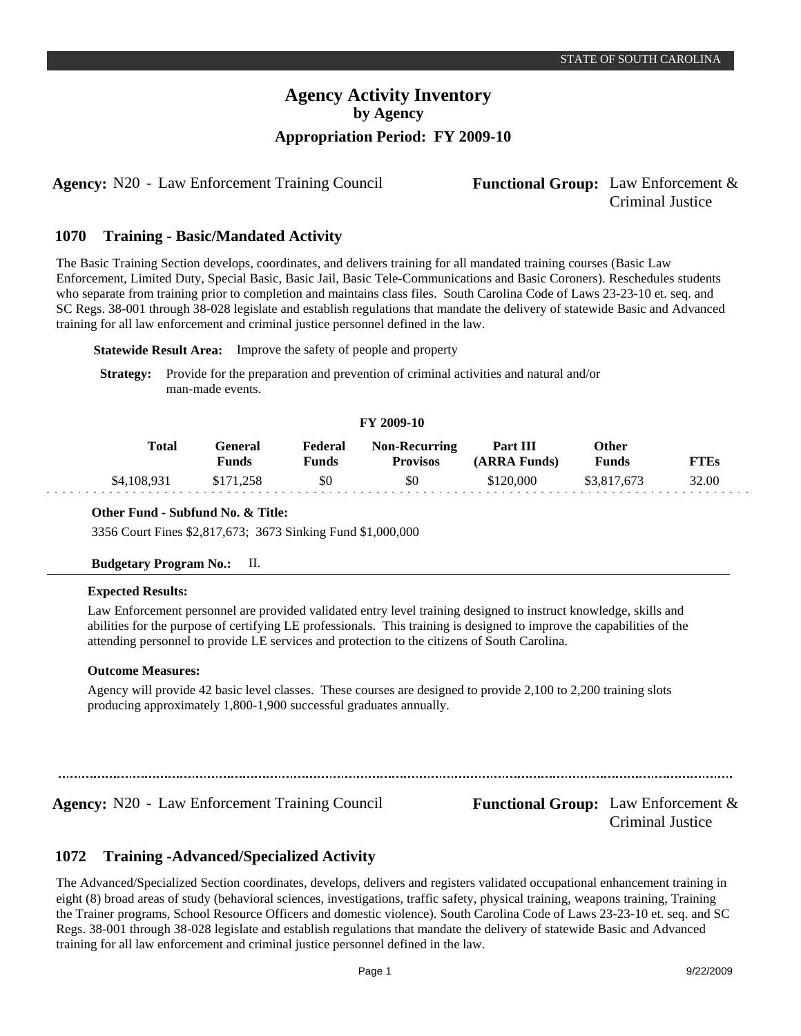# Agency Activity Inventory

## by Agency

## Appropriation Period: FY 2009-10

**Agency:** N20 - Law Enforcement Training Council **Functional Group:** Law Enforcement & Criminal Justice

### 1070 Training - Basic/Mandated Activity

The Basic Training Section develops, coordinates, and delivers training for all mandated training courses (Basic Law Enforcement, Limited Duty, Special Basic, Basic Jail, Basic Tele-Communications and Basic Coroners). Reschedules students who separate from training prior to completion and maintains class files. South Carolina Code of Laws 23-23-10 et. seq. and SC Regs. 38-001 through 38-028 legislate and establish regulations that mandate the delivery of statewide Basic and Advanced training for all law enforcement and criminal justice personnel defined in the law.

**Statewide Result Area:** Improve the safety of people and property

**Strategy:** Provide for the preparation and prevention of criminal activities and natural and/or man-made events.

**FY 2009-10**

| Total | General Funds | Federal Funds | Non-Recurring Provisos | Part III (ARRA Funds) | Other Funds | FTEs |
|---|---|---|---|---|---|---|
| $4,108,931 | $171,258 | $0 | $0 | $120,000 | $3,817,673 | 32.00 |

**Other Fund - Subfund No. & Title:**

3356 Court Fines $2,817,673; 3673 Sinking Fund $1,000,000

**Budgetary Program No.:** II.

**Expected Results:**

Law Enforcement personnel are provided validated entry level training designed to instruct knowledge, skills and abilities for the purpose of certifying LE professionals. This training is designed to improve the capabilities of the attending personnel to provide LE services and protection to the citizens of South Carolina.

**Outcome Measures:**

Agency will provide 42 basic level classes. These courses are designed to provide 2,100 to 2,200 training slots producing approximately 1,800-1,900 successful graduates annually.

---

**Agency:** N20 - Law Enforcement Training Council **Functional Group:** Law Enforcement & Criminal Justice

### 1072 Training -Advanced/Specialized Activity

The Advanced/Specialized Section coordinates, develops, delivers and registers validated occupational enhancement training in eight (8) broad areas of study (behavioral sciences, investigations, traffic safety, physical training, weapons training, Training the Trainer programs, School Resource Officers and domestic violence). South Carolina Code of Laws 23-23-10 et. seq. and SC Regs. 38-001 through 38-028 legislate and establish regulations that mandate the delivery of statewide Basic and Advanced training for all law enforcement and criminal justice personnel defined in the law.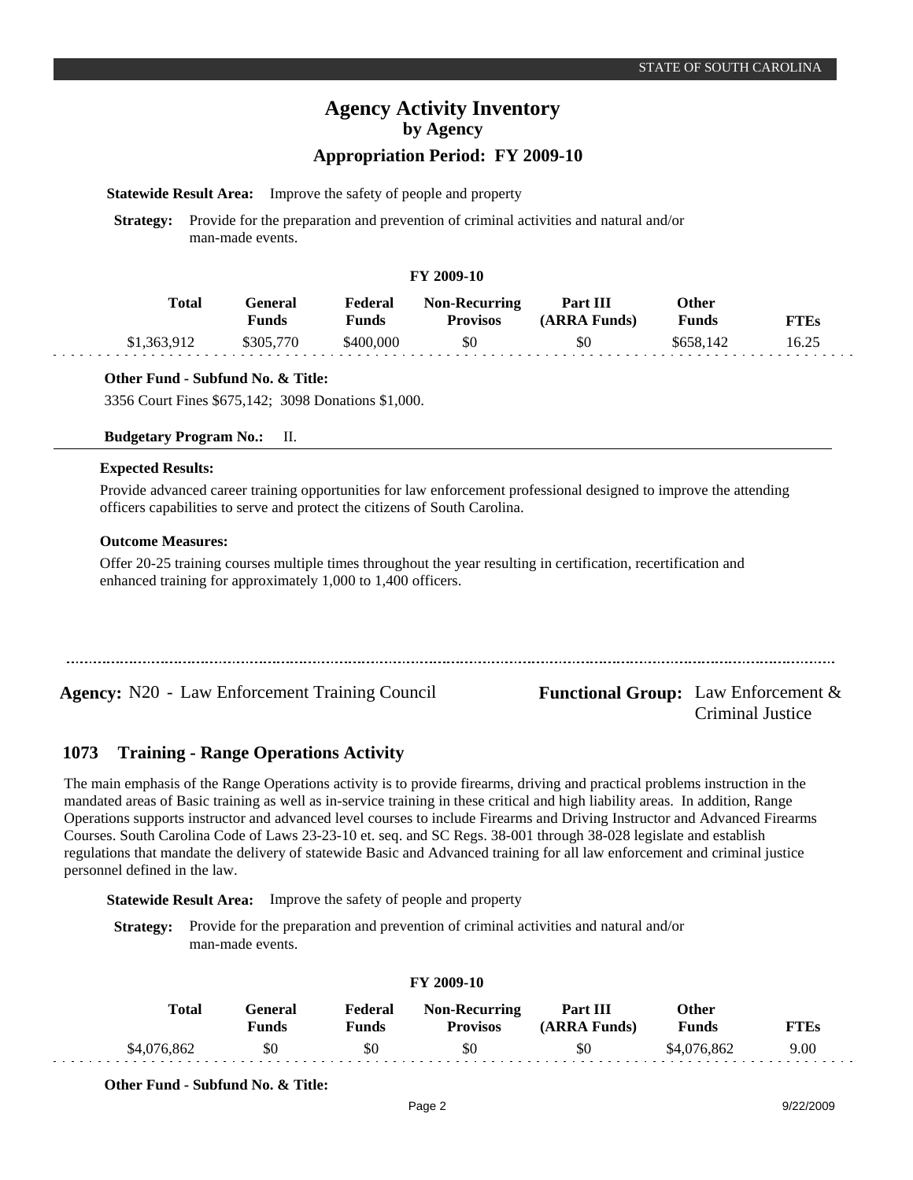**Statewide Result Area:** Improve the safety of people and property

**Strategy:** Provide for the preparation and prevention of criminal activities and natural and/or man-made events.

**FY 2009-10**

| Total | General Funds | Federal Funds | Non-Recurring Provisos | Part III (ARRA Funds) | Other Funds | FTEs |
|---|---|---|---|---|---|---|
| $1,363,912 | $305,770 | $400,000 | $0 | $0 | $658,142 | 16.25 |

**Other Fund - Subfund No. & Title:**

3356 Court Fines $675,142; 3098 Donations $1,000.

**Budgetary Program No.:** II.

**Expected Results:**

Provide advanced career training opportunities for law enforcement professional designed to improve the attending officers capabilities to serve and protect the citizens of South Carolina.

**Outcome Measures:**

Offer 20-25 training courses multiple times throughout the year resulting in certification, recertification and enhanced training for approximately 1,000 to 1,400 officers.

---

**Agency:** N20 - Law Enforcement Training Council

**Functional Group:** Law Enforcement & Criminal Justice

## 1073 Training - Range Operations Activity

The main emphasis of the Range Operations activity is to provide firearms, driving and practical problems instruction in the mandated areas of Basic training as well as in-service training in these critical and high liability areas. In addition, Range Operations supports instructor and advanced level courses to include Firearms and Driving Instructor and Advanced Firearms Courses. South Carolina Code of Laws 23-23-10 et. seq. and SC Regs. 38-001 through 38-028 legislate and establish regulations that mandate the delivery of statewide Basic and Advanced training for all law enforcement and criminal justice personnel defined in the law.

**Statewide Result Area:** Improve the safety of people and property

**Strategy:** Provide for the preparation and prevention of criminal activities and natural and/or man-made events.

**FY 2009-10**

| Total | General Funds | Federal Funds | Non-Recurring Provisos | Part III (ARRA Funds) | Other Funds | FTEs |
|---|---|---|---|---|---|---|
| $4,076,862 | $0 | $0 | $0 | $0 | $4,076,862 | 9.00 |

**Other Fund - Subfund No. & Title:**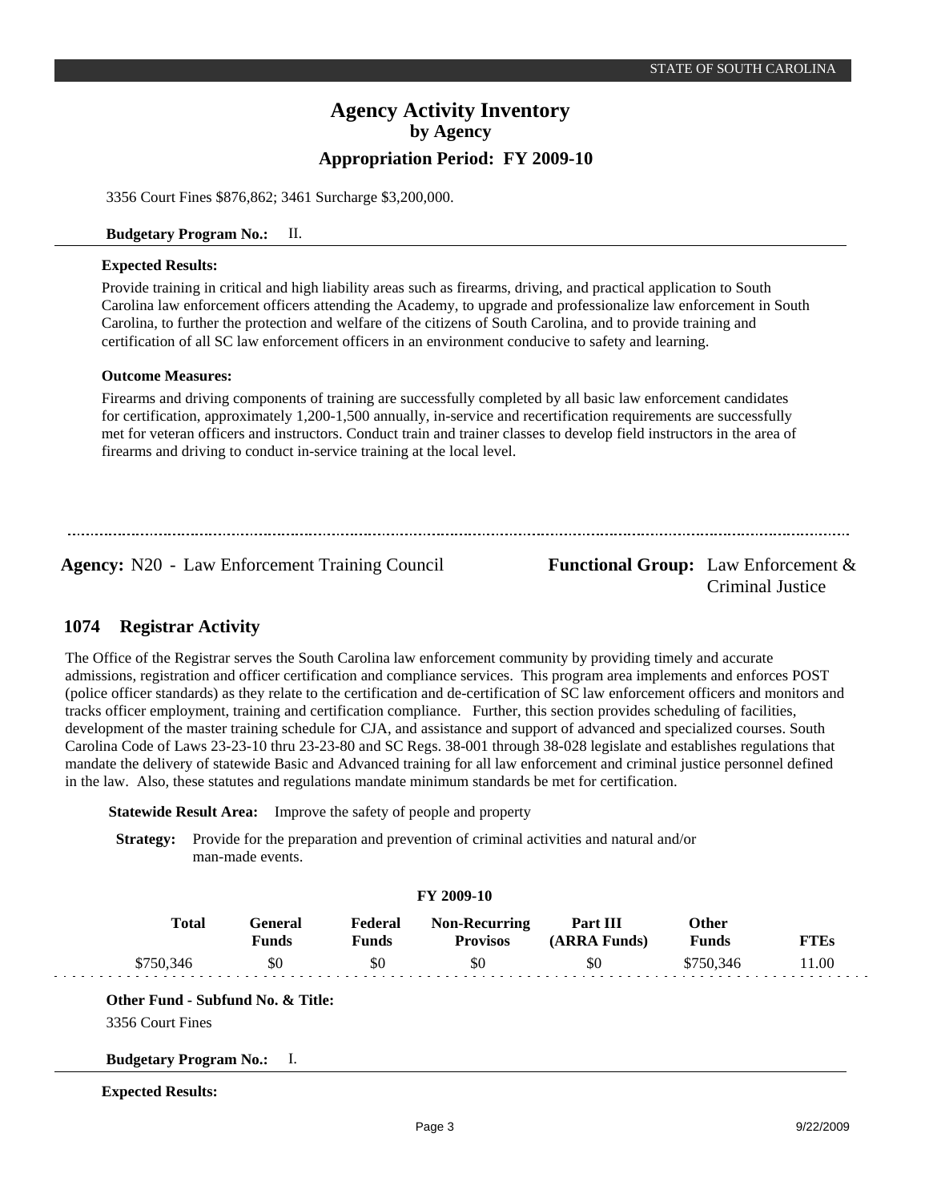3356 Court Fines $876,862; 3461 Surcharge $3,200,000.

**Budgetary Program No.:** II.

**Expected Results:**

Provide training in critical and high liability areas such as firearms, driving, and practical application to South Carolina law enforcement officers attending the Academy, to upgrade and professionalize law enforcement in South Carolina, to further the protection and welfare of the citizens of South Carolina, and to provide training and certification of all SC law enforcement officers in an environment conducive to safety and learning.

**Outcome Measures:**

Firearms and driving components of training are successfully completed by all basic law enforcement candidates for certification, approximately 1,200-1,500 annually, in-service and recertification requirements are successfully met for veteran officers and instructors. Conduct train and trainer classes to develop field instructors in the area of firearms and driving to conduct in-service training at the local level.

---

**Agency:** N20 - Law Enforcement Training Council **Functional Group:** Law Enforcement & Criminal Justice

## 1074 Registrar Activity

The Office of the Registrar serves the South Carolina law enforcement community by providing timely and accurate admissions, registration and officer certification and compliance services. This program area implements and enforces POST (police officer standards) as they relate to the certification and de-certification of SC law enforcement officers and monitors and tracks officer employment, training and certification compliance. Further, this section provides scheduling of facilities, development of the master training schedule for CJA, and assistance and support of advanced and specialized courses. South Carolina Code of Laws 23-23-10 thru 23-23-80 and SC Regs. 38-001 through 38-028 legislate and establishes regulations that mandate the delivery of statewide Basic and Advanced training for all law enforcement and criminal justice personnel defined in the law. Also, these statutes and regulations mandate minimum standards be met for certification.

**Statewide Result Area:** Improve the safety of people and property

**Strategy:** Provide for the preparation and prevention of criminal activities and natural and/or man-made events.

**FY 2009-10**

| Total | General Funds | Federal Funds | Non-Recurring Provisos | Part III (ARRA Funds) | Other Funds | FTEs |
|---|---|---|---|---|---|---|
| $750,346 | $0 | $0 | $0 | $0 | $750,346 | 11.00 |

**Other Fund - Subfund No. & Title:**

3356 Court Fines

**Budgetary Program No.:** I.

**Expected Results:**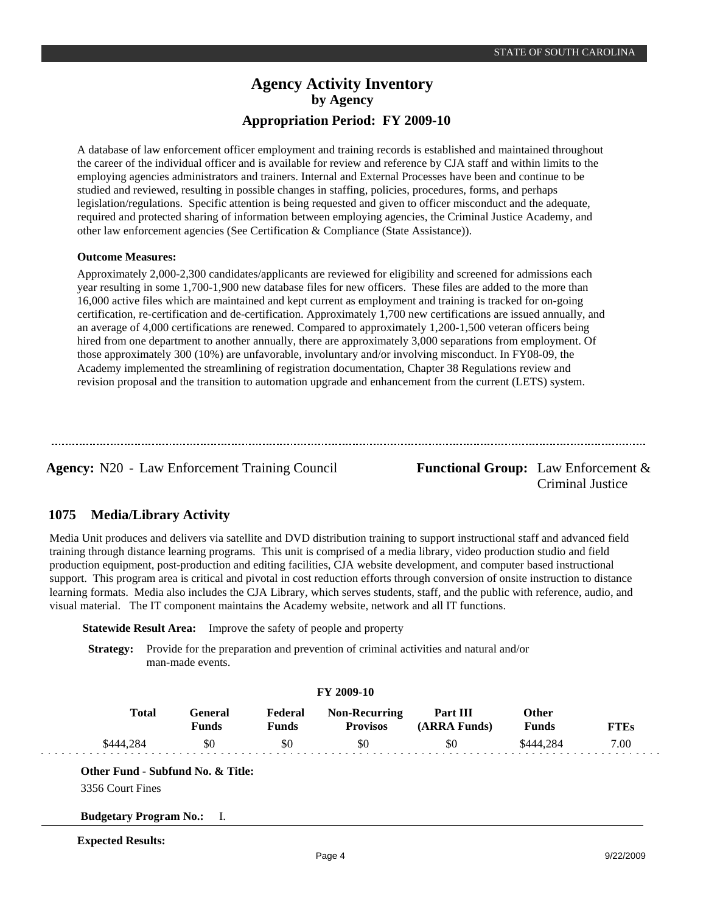A database of law enforcement officer employment and training records is established and maintained throughout the career of the individual officer and is available for review and reference by CJA staff and within limits to the employing agencies administrators and trainers. Internal and External Processes have been and continue to be studied and reviewed, resulting in possible changes in staffing, policies, procedures, forms, and perhaps legislation/regulations. Specific attention is being requested and given to officer misconduct and the adequate, required and protected sharing of information between employing agencies, the Criminal Justice Academy, and other law enforcement agencies (See Certification & Compliance (State Assistance)).

**Outcome Measures:**

Approximately 2,000-2,300 candidates/applicants are reviewed for eligibility and screened for admissions each year resulting in some 1,700-1,900 new database files for new officers. These files are added to the more than 16,000 active files which are maintained and kept current as employment and training is tracked for on-going certification, re-certification and de-certification. Approximately 1,700 new certifications are issued annually, and an average of 4,000 certifications are renewed. Compared to approximately 1,200-1,500 veteran officers being hired from one department to another annually, there are approximately 3,000 separations from employment. Of those approximately 300 (10%) are unfavorable, involuntary and/or involving misconduct. In FY08-09, the Academy implemented the streamlining of registration documentation, Chapter 38 Regulations review and revision proposal and the transition to automation upgrade and enhancement from the current (LETS) system.

---

**Agency:** N20 - Law Enforcement Training Council

**Functional Group:** Law Enforcement & Criminal Justice

## 1075 Media/Library Activity

Media Unit produces and delivers via satellite and DVD distribution training to support instructional staff and advanced field training through distance learning programs. This unit is comprised of a media library, video production studio and field production equipment, post-production and editing facilities, CJA website development, and computer based instructional support. This program area is critical and pivotal in cost reduction efforts through conversion of onsite instruction to distance learning formats. Media also includes the CJA Library, which serves students, staff, and the public with reference, audio, and visual material. The IT component maintains the Academy website, network and all IT functions.

**Statewide Result Area:** Improve the safety of people and property

**Strategy:** Provide for the preparation and prevention of criminal activities and natural and/or man-made events.

**FY 2009-10**

| Total | General Funds | Federal Funds | Non-Recurring Provisos | Part III (ARRA Funds) | Other Funds | FTEs |
|---|---|---|---|---|---|---|
| $444,284 | $0 | $0 | $0 | $0 | $444,284 | 7.00 |

**Other Fund - Subfund No. & Title:**

3356 Court Fines

**Budgetary Program No.:** I.

**Expected Results:**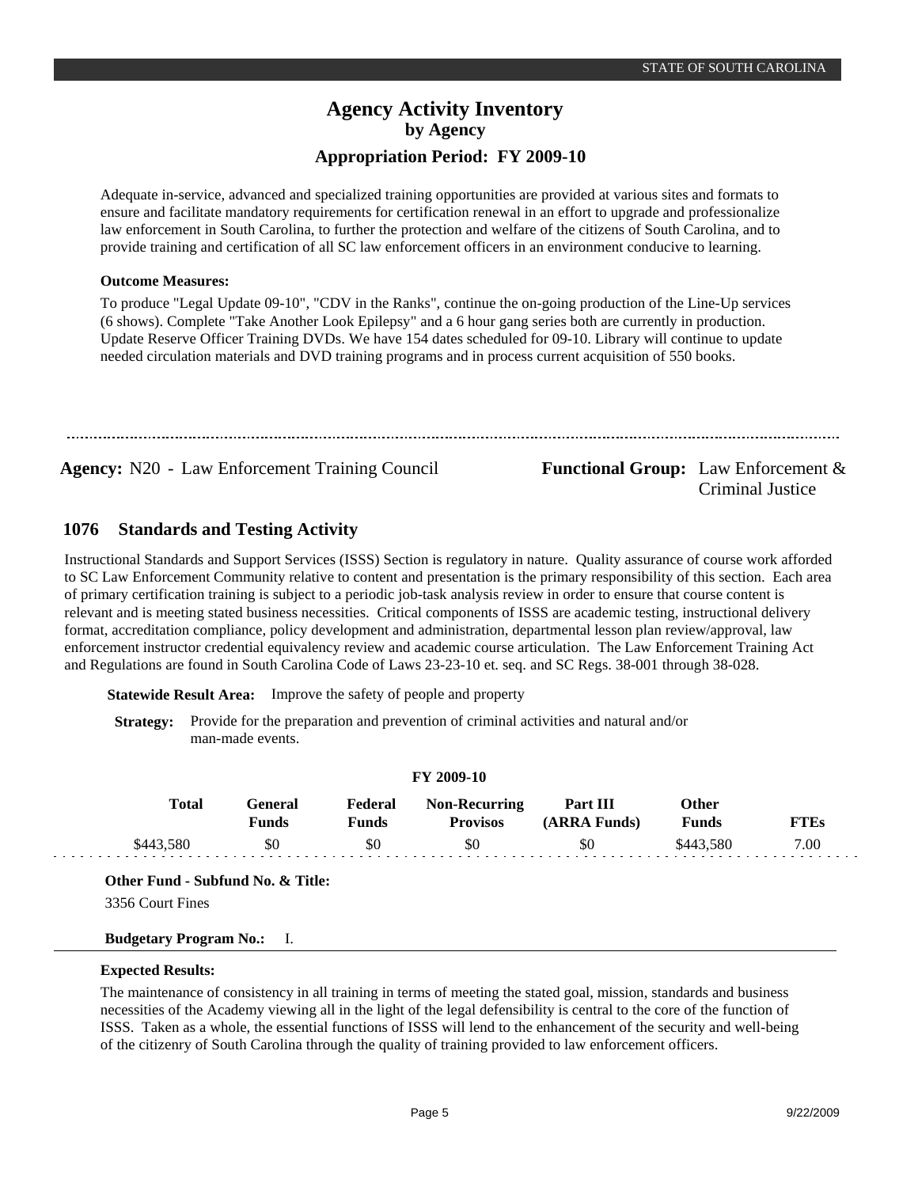Adequate in-service, advanced and specialized training opportunities are provided at various sites and formats to ensure and facilitate mandatory requirements for certification renewal in an effort to upgrade and professionalize law enforcement in South Carolina, to further the protection and welfare of the citizens of South Carolina, and to provide training and certification of all SC law enforcement officers in an environment conducive to learning.

**Outcome Measures:**

To produce "Legal Update 09-10", "CDV in the Ranks", continue the on-going production of the Line-Up services (6 shows). Complete "Take Another Look Epilepsy" and a 6 hour gang series both are currently in production. Update Reserve Officer Training DVDs. We have 154 dates scheduled for 09-10. Library will continue to update needed circulation materials and DVD training programs and in process current acquisition of 550 books.

---

**Agency:** N20 - Law Enforcement Training Council

**Functional Group:** Law Enforcement & Criminal Justice

## 1076 Standards and Testing Activity

Instructional Standards and Support Services (ISSS) Section is regulatory in nature. Quality assurance of course work afforded to SC Law Enforcement Community relative to content and presentation is the primary responsibility of this section. Each area of primary certification training is subject to a periodic job-task analysis review in order to ensure that course content is relevant and is meeting stated business necessities. Critical components of ISSS are academic testing, instructional delivery format, accreditation compliance, policy development and administration, departmental lesson plan review/approval, law enforcement instructor credential equivalency review and academic course articulation. The Law Enforcement Training Act and Regulations are found in South Carolina Code of Laws 23-23-10 et. seq. and SC Regs. 38-001 through 38-028.

**Statewide Result Area:** Improve the safety of people and property

**Strategy:** Provide for the preparation and prevention of criminal activities and natural and/or man-made events.

**FY 2009-10**

| Total | General Funds | Federal Funds | Non-Recurring Provisos | Part III (ARRA Funds) | Other Funds | FTEs |
|---|---|---|---|---|---|---|
| $443,580 | $0 | $0 | $0 | $0 | $443,580 | 7.00 |

**Other Fund - Subfund No. & Title:**

3356 Court Fines

**Budgetary Program No.:** I.

**Expected Results:**

The maintenance of consistency in all training in terms of meeting the stated goal, mission, standards and business necessities of the Academy viewing all in the light of the legal defensibility is central to the core of the function of ISSS. Taken as a whole, the essential functions of ISSS will lend to the enhancement of the security and well-being of the citizenry of South Carolina through the quality of training provided to law enforcement officers.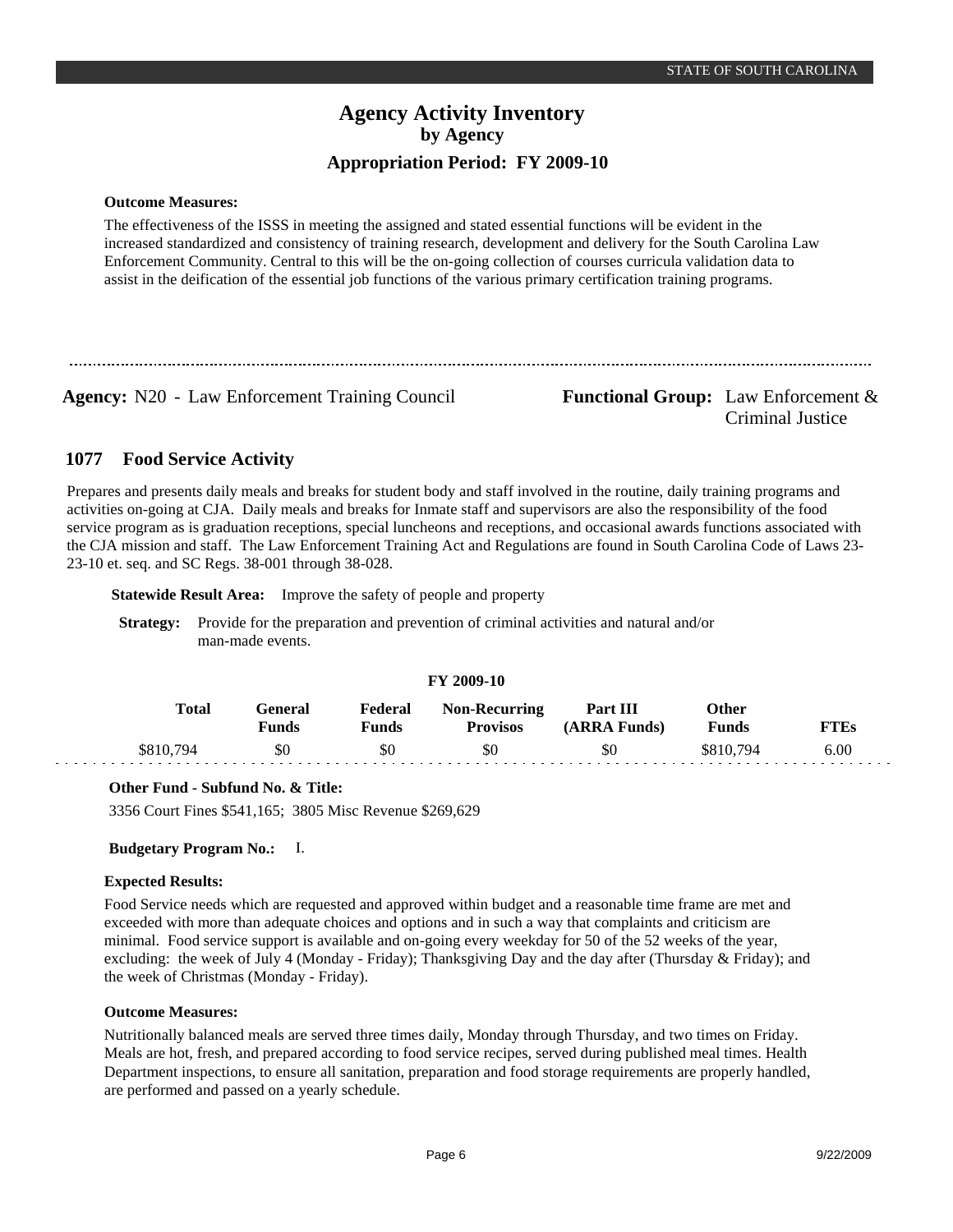**Outcome Measures:**

The effectiveness of the ISSS in meeting the assigned and stated essential functions will be evident in the increased standardized and consistency of training research, development and delivery for the South Carolina Law Enforcement Community. Central to this will be the on-going collection of courses curricula validation data to assist in the deification of the essential job functions of the various primary certification training programs.

---

**Agency:** N20 - Law Enforcement Training Council

**Functional Group:** Law Enforcement & Criminal Justice

## 1077 Food Service Activity

Prepares and presents daily meals and breaks for student body and staff involved in the routine, daily training programs and activities on-going at CJA. Daily meals and breaks for Inmate staff and supervisors are also the responsibility of the food service program as is graduation receptions, special luncheons and receptions, and occasional awards functions associated with the CJA mission and staff. The Law Enforcement Training Act and Regulations are found in South Carolina Code of Laws 23-23-10 et. seq. and SC Regs. 38-001 through 38-028.

**Statewide Result Area:** Improve the safety of people and property

**Strategy:** Provide for the preparation and prevention of criminal activities and natural and/or man-made events.

**FY 2009-10**

| Total | General Funds | Federal Funds | Non-Recurring Provisos | Part III (ARRA Funds) | Other Funds | FTEs |
|---|---|---|---|---|---|---|
| $810,794 | $0 | $0 | $0 | $0 | $810,794 | 6.00 |

**Other Fund - Subfund No. & Title:**

3356 Court Fines $541,165; 3805 Misc Revenue $269,629

**Budgetary Program No.:** I.

**Expected Results:**

Food Service needs which are requested and approved within budget and a reasonable time frame are met and exceeded with more than adequate choices and options and in such a way that complaints and criticism are minimal. Food service support is available and on-going every weekday for 50 of the 52 weeks of the year, excluding: the week of July 4 (Monday - Friday); Thanksgiving Day and the day after (Thursday & Friday); and the week of Christmas (Monday - Friday).

**Outcome Measures:**

Nutritionally balanced meals are served three times daily, Monday through Thursday, and two times on Friday. Meals are hot, fresh, and prepared according to food service recipes, served during published meal times. Health Department inspections, to ensure all sanitation, preparation and food storage requirements are properly handled, are performed and passed on a yearly schedule.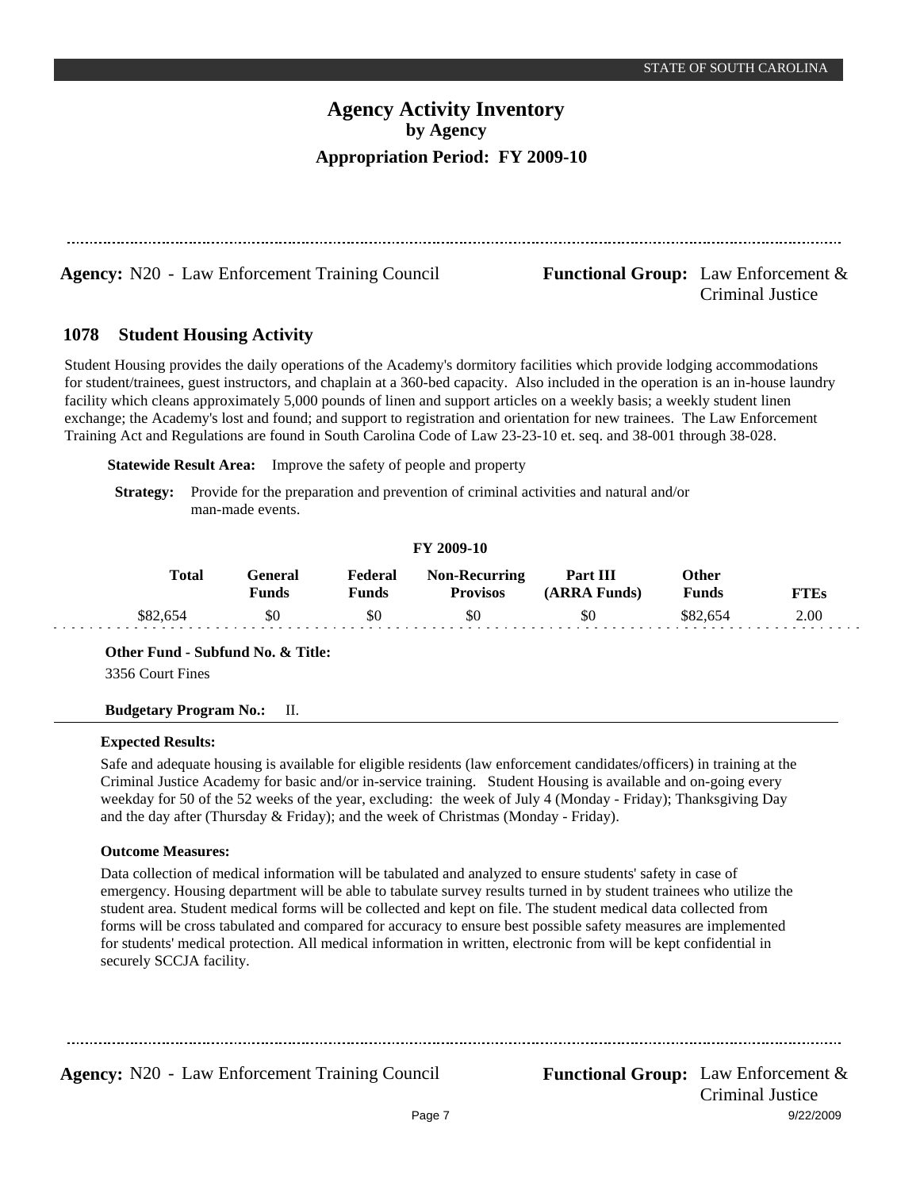**Agency:** N20 - Law Enforcement Training Council

**Functional Group:** Law Enforcement & Criminal Justice

## 1078 Student Housing Activity

Student Housing provides the daily operations of the Academy's dormitory facilities which provide lodging accommodations for student/trainees, guest instructors, and chaplain at a 360-bed capacity. Also included in the operation is an in-house laundry facility which cleans approximately 5,000 pounds of linen and support articles on a weekly basis; a weekly student linen exchange; the Academy's lost and found; and support to registration and orientation for new trainees. The Law Enforcement Training Act and Regulations are found in South Carolina Code of Law 23-23-10 et. seq. and 38-001 through 38-028.

**Statewide Result Area:** Improve the safety of people and property

**Strategy:** Provide for the preparation and prevention of criminal activities and natural and/or man-made events.

**FY 2009-10**

| Total | General Funds | Federal Funds | Non-Recurring Provisos | Part III (ARRA Funds) | Other Funds | FTEs |
|---|---|---|---|---|---|---|
| \$82,654 | \$0 | \$0 | \$0 | \$0 | \$82,654 | 2.00 |

**Other Fund - Subfund No. & Title:**

3356 Court Fines

**Budgetary Program No.:** II.

**Expected Results:**

Safe and adequate housing is available for eligible residents (law enforcement candidates/officers) in training at the Criminal Justice Academy for basic and/or in-service training. Student Housing is available and on-going every weekday for 50 of the 52 weeks of the year, excluding: the week of July 4 (Monday - Friday); Thanksgiving Day and the day after (Thursday & Friday); and the week of Christmas (Monday - Friday).

**Outcome Measures:**

Data collection of medical information will be tabulated and analyzed to ensure students' safety in case of emergency. Housing department will be able to tabulate survey results turned in by student trainees who utilize the student area. Student medical forms will be collected and kept on file. The student medical data collected from forms will be cross tabulated and compared for accuracy to ensure best possible safety measures are implemented for students' medical protection. All medical information in written, electronic from will be kept confidential in securely SCCJA facility.

**Agency:** N20 - Law Enforcement Training Council

**Functional Group:** Law Enforcement & Criminal Justice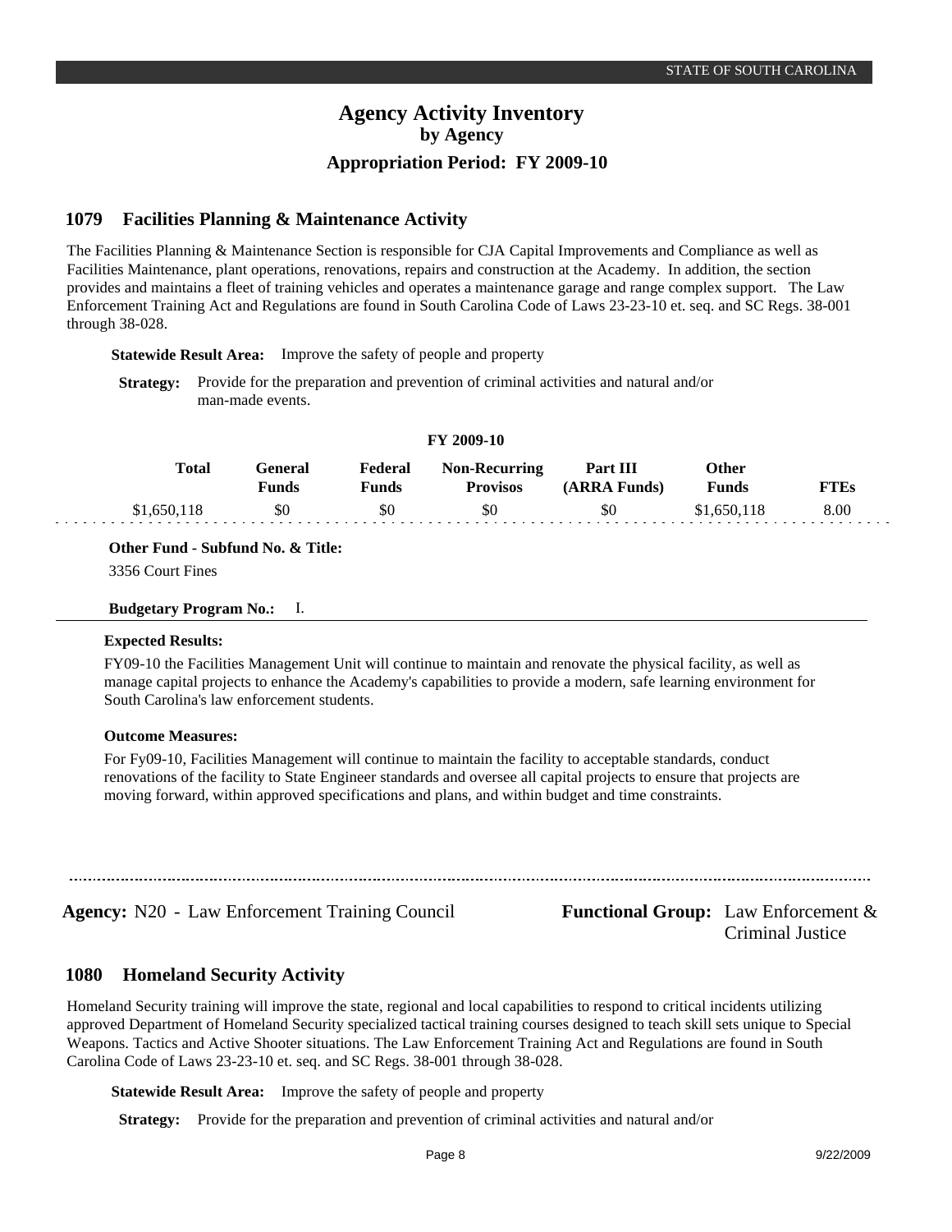# Agency Activity Inventory
## by Agency
### Appropriation Period: FY 2009-10

## 1079 Facilities Planning & Maintenance Activity

The Facilities Planning & Maintenance Section is responsible for CJA Capital Improvements and Compliance as well as Facilities Maintenance, plant operations, renovations, repairs and construction at the Academy. In addition, the section provides and maintains a fleet of training vehicles and operates a maintenance garage and range complex support. The Law Enforcement Training Act and Regulations are found in South Carolina Code of Laws 23-23-10 et. seq. and SC Regs. 38-001 through 38-028.

**Statewide Result Area:** Improve the safety of people and property

**Strategy:** Provide for the preparation and prevention of criminal activities and natural and/or man-made events.

**FY 2009-10**

| Total | General Funds | Federal Funds | Non-Recurring Provisos | Part III (ARRA Funds) | Other Funds | FTEs |
|---|---|---|---|---|---|---|
| $1,650,118 | $0 | $0 | $0 | $0 | $1,650,118 | 8.00 |

**Other Fund - Subfund No. & Title:**

3356 Court Fines

**Budgetary Program No.:** I.

**Expected Results:**

FY09-10 the Facilities Management Unit will continue to maintain and renovate the physical facility, as well as manage capital projects to enhance the Academy's capabilities to provide a modern, safe learning environment for South Carolina's law enforcement students.

**Outcome Measures:**

For Fy09-10, Facilities Management will continue to maintain the facility to acceptable standards, conduct renovations of the facility to State Engineer standards and oversee all capital projects to ensure that projects are moving forward, within approved specifications and plans, and within budget and time constraints.

**Agency:** N20 - Law Enforcement Training Council

**Functional Group:** Law Enforcement & Criminal Justice

## 1080 Homeland Security Activity

Homeland Security training will improve the state, regional and local capabilities to respond to critical incidents utilizing approved Department of Homeland Security specialized tactical training courses designed to teach skill sets unique to Special Weapons. Tactics and Active Shooter situations. The Law Enforcement Training Act and Regulations are found in South Carolina Code of Laws 23-23-10 et. seq. and SC Regs. 38-001 through 38-028.

**Statewide Result Area:** Improve the safety of people and property

**Strategy:** Provide for the preparation and prevention of criminal activities and natural and/or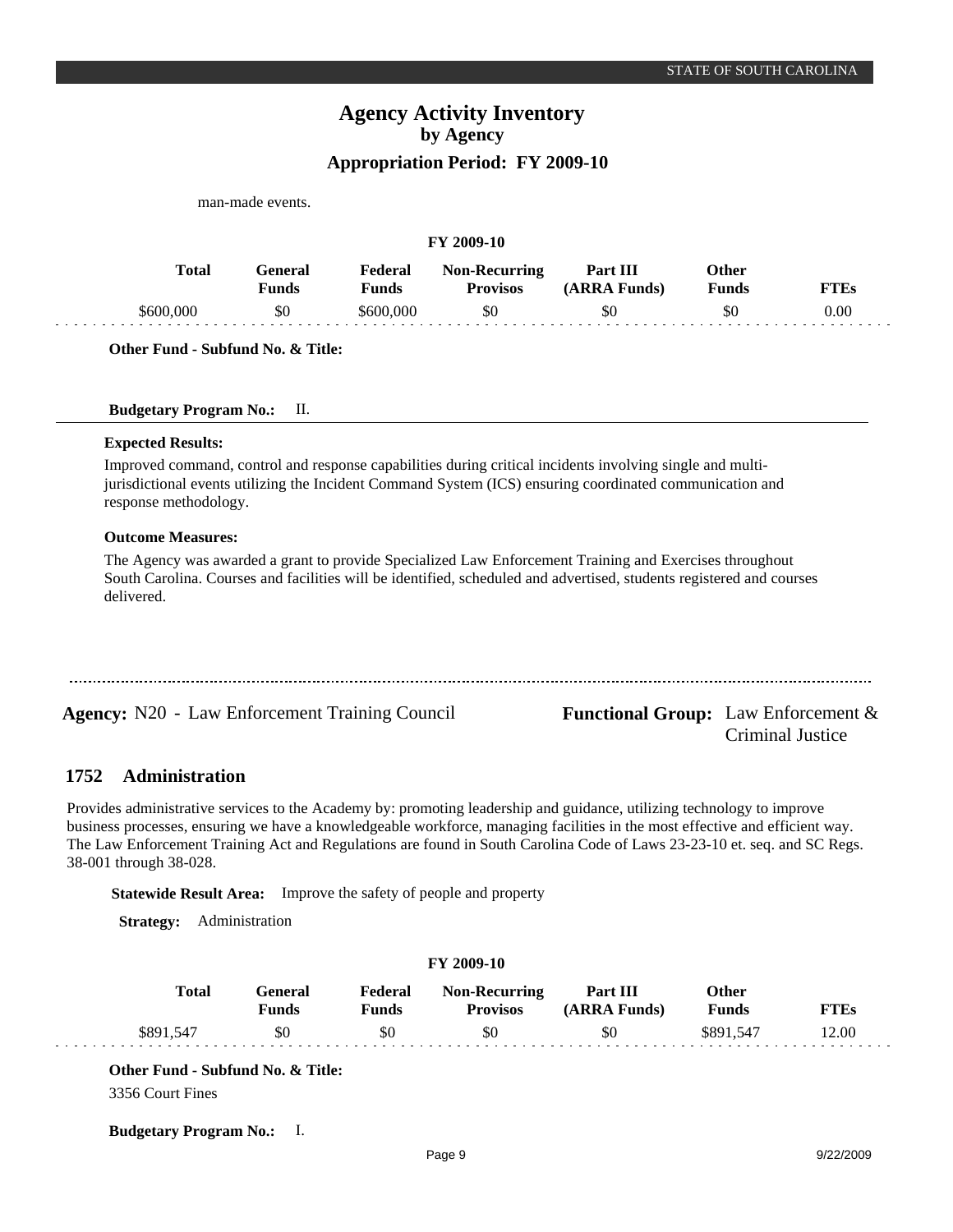man-made events.

**FY 2009-10**

| Total | General Funds | Federal Funds | Non-Recurring Provisos | Part III (ARRA Funds) | Other Funds | FTEs |
|---|---|---|---|---|---|---|
| $600,000 | $0 | $600,000 | $0 | $0 | $0 | 0.00 |

**Other Fund - Subfund No. & Title:**

**Budgetary Program No.:** II.

**Expected Results:**

Improved command, control and response capabilities during critical incidents involving single and multi-jurisdictional events utilizing the Incident Command System (ICS) ensuring coordinated communication and response methodology.

**Outcome Measures:**

The Agency was awarded a grant to provide Specialized Law Enforcement Training and Exercises throughout South Carolina. Courses and facilities will be identified, scheduled and advertised, students registered and courses delivered.

---

**Agency:** N20 - Law Enforcement Training Council

**Functional Group:** Law Enforcement & Criminal Justice

## 1752 Administration

Provides administrative services to the Academy by: promoting leadership and guidance, utilizing technology to improve business processes, ensuring we have a knowledgeable workforce, managing facilities in the most effective and efficient way. The Law Enforcement Training Act and Regulations are found in South Carolina Code of Laws 23-23-10 et. seq. and SC Regs. 38-001 through 38-028.

**Statewide Result Area:** Improve the safety of people and property

**Strategy:** Administration

**FY 2009-10**

| Total | General Funds | Federal Funds | Non-Recurring Provisos | Part III (ARRA Funds) | Other Funds | FTEs |
|---|---|---|---|---|---|---|
| $891,547 | $0 | $0 | $0 | $0 | $891,547 | 12.00 |

**Other Fund - Subfund No. & Title:**

3356 Court Fines

**Budgetary Program No.:** I.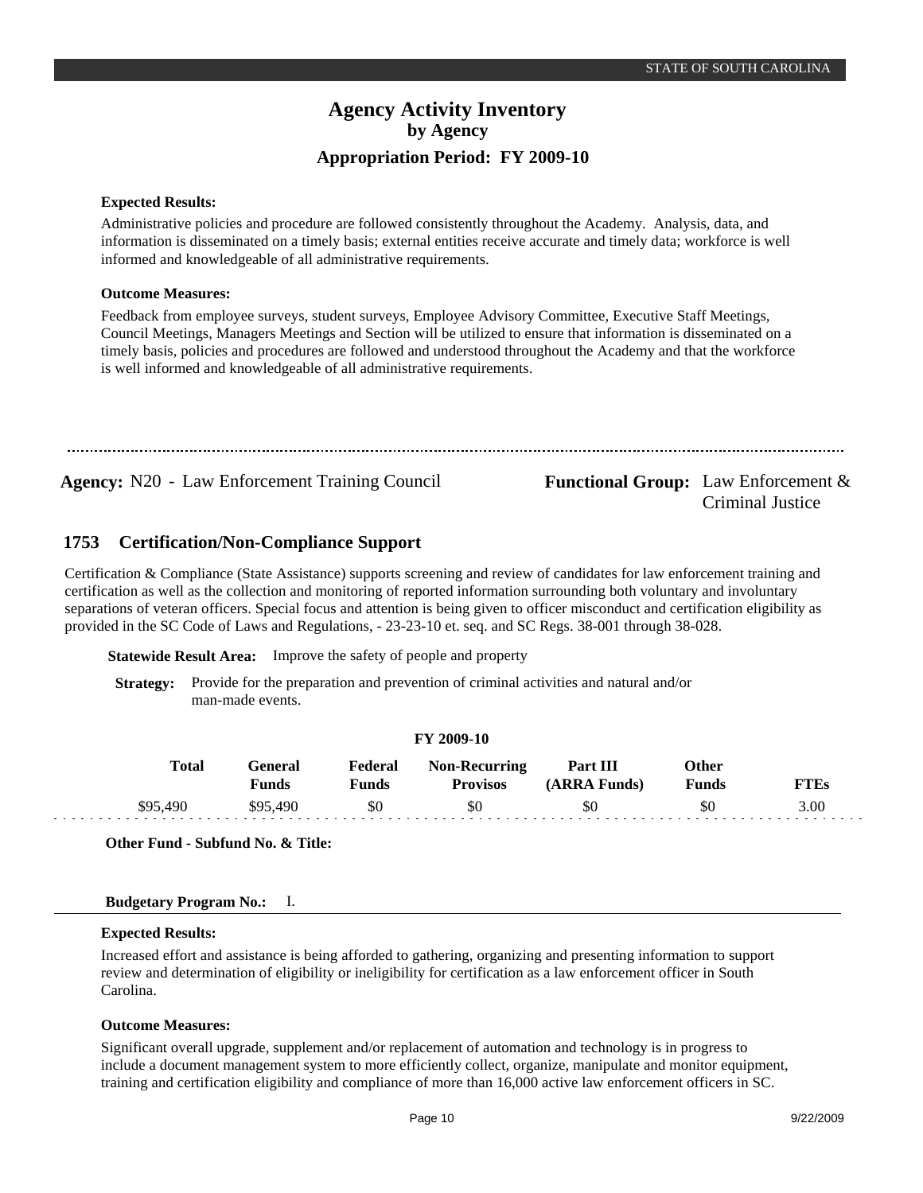**Expected Results:**

Administrative policies and procedure are followed consistently throughout the Academy. Analysis, data, and information is disseminated on a timely basis; external entities receive accurate and timely data; workforce is well informed and knowledgeable of all administrative requirements.

**Outcome Measures:**

Feedback from employee surveys, student surveys, Employee Advisory Committee, Executive Staff Meetings, Council Meetings, Managers Meetings and Section will be utilized to ensure that information is disseminated on a timely basis, policies and procedures are followed and understood throughout the Academy and that the workforce is well informed and knowledgeable of all administrative requirements.

---

**Agency:** N20 - Law Enforcement Training Council

**Functional Group:** Law Enforcement & Criminal Justice

## 1753 Certification/Non-Compliance Support

Certification & Compliance (State Assistance) supports screening and review of candidates for law enforcement training and certification as well as the collection and monitoring of reported information surrounding both voluntary and involuntary separations of veteran officers. Special focus and attention is being given to officer misconduct and certification eligibility as provided in the SC Code of Laws and Regulations, - 23-23-10 et. seq. and SC Regs. 38-001 through 38-028.

**Statewide Result Area:** Improve the safety of people and property

**Strategy:** Provide for the preparation and prevention of criminal activities and natural and/or man-made events.

**FY 2009-10**

| Total | General Funds | Federal Funds | Non-Recurring Provisos | Part III (ARRA Funds) | Other Funds | FTEs |
|---|---|---|---|---|---|---|
| $95,490 | $95,490 | $0 | $0 | $0 | $0 | 3.00 |

**Other Fund - Subfund No. & Title:**

**Budgetary Program No.:** I.

**Expected Results:**

Increased effort and assistance is being afforded to gathering, organizing and presenting information to support review and determination of eligibility or ineligibility for certification as a law enforcement officer in South Carolina.

**Outcome Measures:**

Significant overall upgrade, supplement and/or replacement of automation and technology is in progress to include a document management system to more efficiently collect, organize, manipulate and monitor equipment, training and certification eligibility and compliance of more than 16,000 active law enforcement officers in SC.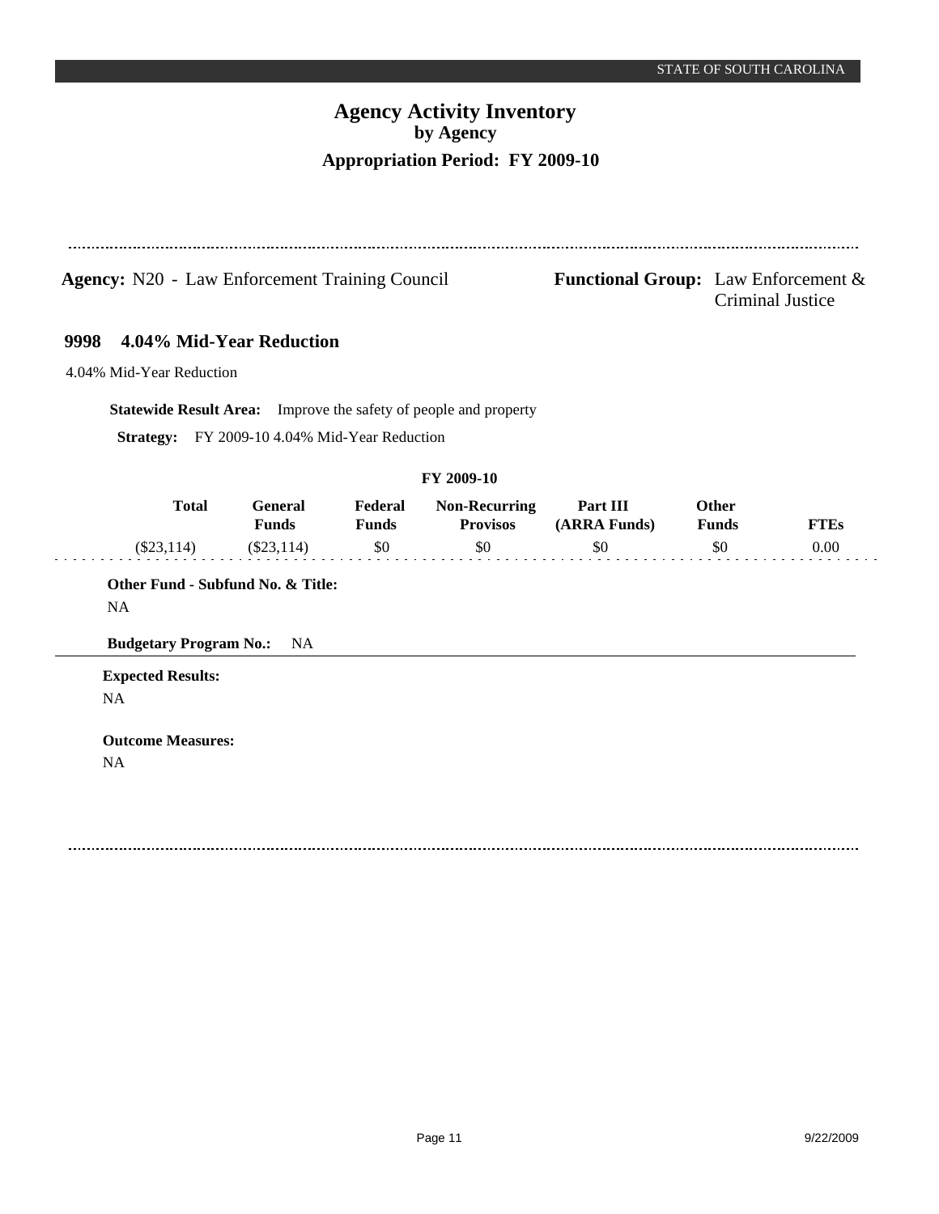# Agency Activity Inventory
## by Agency
## Appropriation Period: FY 2009-10

**Agency:** N20 - Law Enforcement Training Council

**Functional Group:** Law Enforcement & Criminal Justice

### 9998 4.04% Mid-Year Reduction

4.04% Mid-Year Reduction

**Statewide Result Area:** Improve the safety of people and property

**Strategy:** FY 2009-10 4.04% Mid-Year Reduction

FY 2009-10

| Total | General Funds | Federal Funds | Non-Recurring Provisos | Part III (ARRA Funds) | Other Funds | FTEs |
|---|---|---|---|---|---|---|
| ($23,114) | ($23,114) | $0 | $0 | $0 | $0 | 0.00 |

**Other Fund - Subfund No. & Title:**

NA

**Budgetary Program No.:** NA

**Expected Results:**

NA

**Outcome Measures:**

NA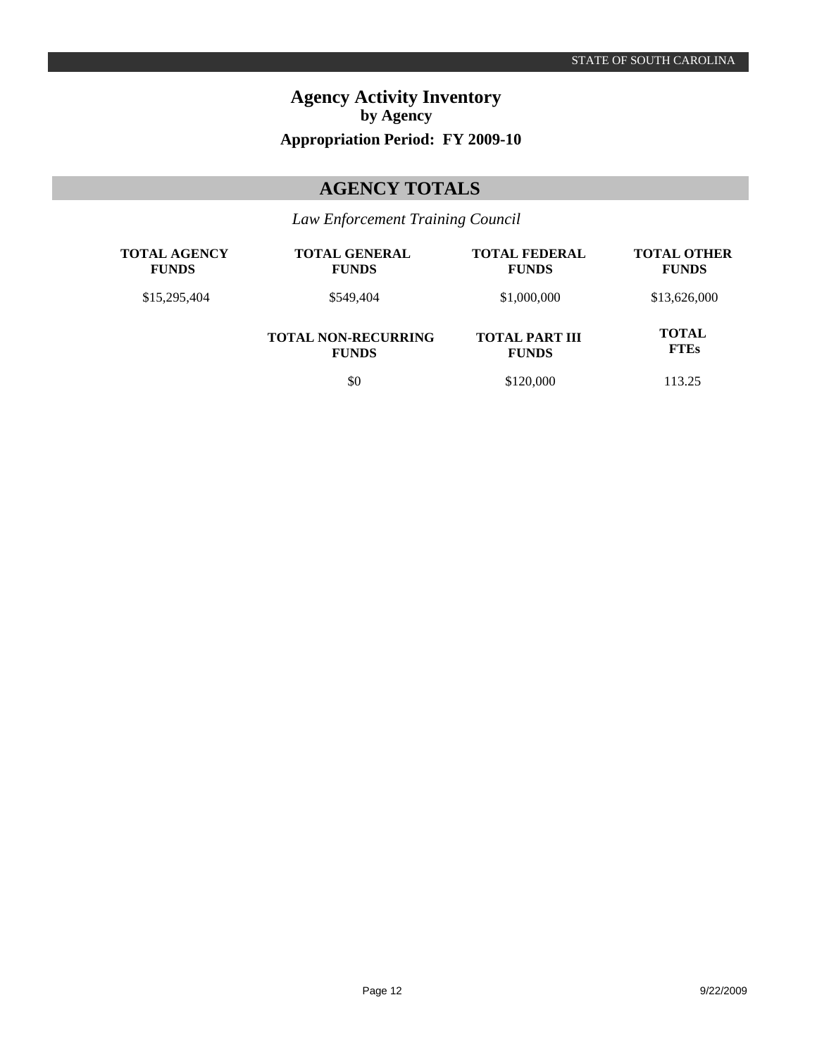# Agency Activity Inventory
### by Agency
### Appropriation Period: FY 2009-10

## AGENCY TOTALS

*Law Enforcement Training Council*

| TOTAL AGENCY FUNDS | TOTAL GENERAL FUNDS | TOTAL FEDERAL FUNDS | TOTAL OTHER FUNDS |
|---|---|---|---|
| $15,295,404 | $549,404 | $1,000,000 | $13,626,000 |

| TOTAL NON-RECURRING FUNDS | TOTAL PART III FUNDS | TOTAL FTEs |
|---|---|---|
| $0 | $120,000 | 113.25 |